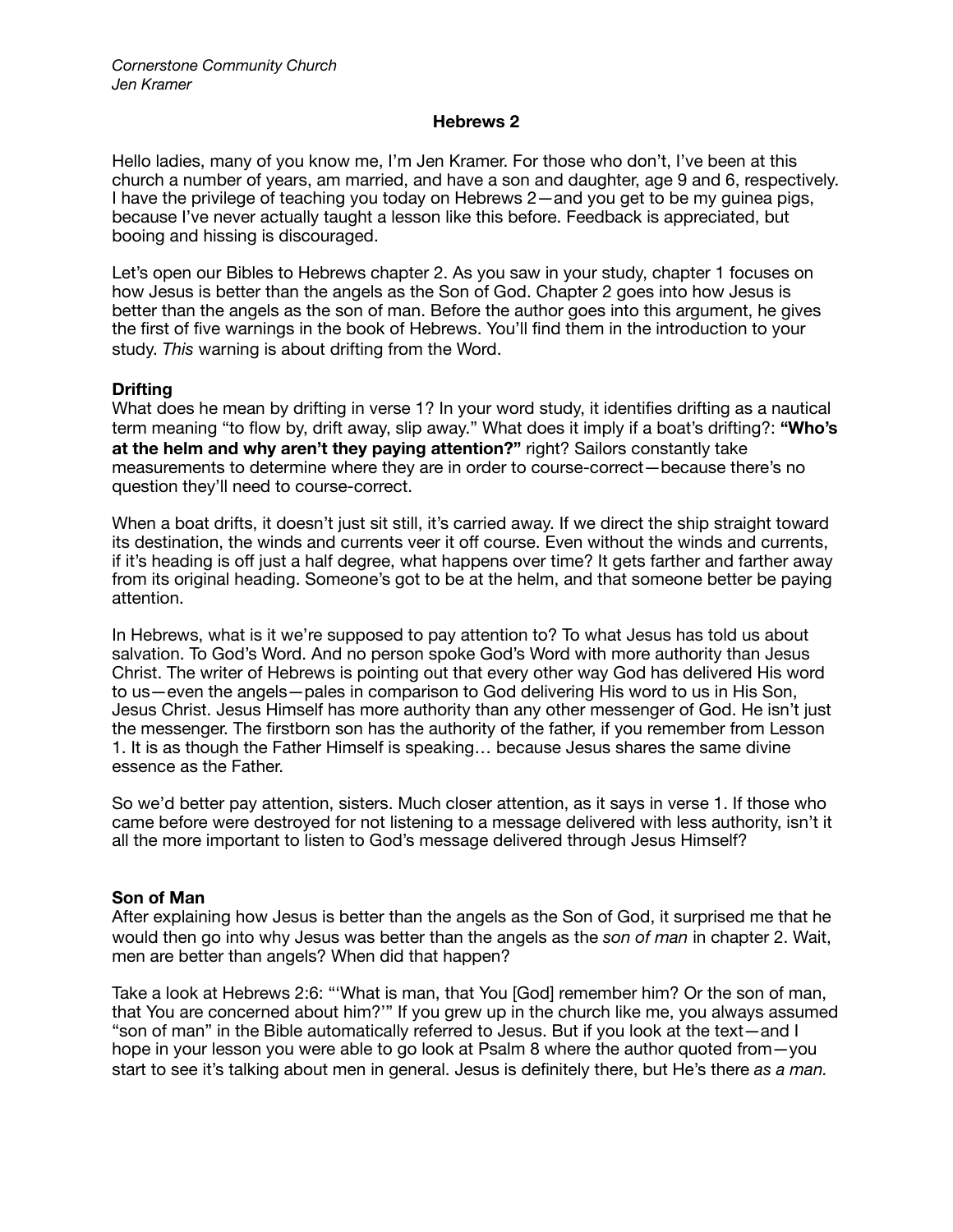*Cornerstone Community Church*
*Jen Kramer*

# Hebrews 2

Hello ladies, many of you know me, I'm Jen Kramer. For those who don't, I've been at this church a number of years, am married, and have a son and daughter, age 9 and 6, respectively. I have the privilege of teaching you today on Hebrews 2—and you get to be my guinea pigs, because I've never actually taught a lesson like this before. Feedback is appreciated, but booing and hissing is discouraged.

Let's open our Bibles to Hebrews chapter 2. As you saw in your study, chapter 1 focuses on how Jesus is better than the angels as the Son of God. Chapter 2 goes into how Jesus is better than the angels as the son of man. Before the author goes into this argument, he gives the first of five warnings in the book of Hebrews. You'll find them in the introduction to your study. *This* warning is about drifting from the Word.

## Drifting

What does he mean by drifting in verse 1? In your word study, it identifies drifting as a nautical term meaning "to flow by, drift away, slip away." What does it imply if a boat's drifting?: **"Who's at the helm and why aren't they paying attention?"** right? Sailors constantly take measurements to determine where they are in order to course-correct—because there's no question they'll need to course-correct.

When a boat drifts, it doesn't just sit still, it's carried away. If we direct the ship straight toward its destination, the winds and currents veer it off course. Even without the winds and currents, if it's heading is off just a half degree, what happens over time? It gets farther and farther away from its original heading. Someone's got to be at the helm, and that someone better be paying attention.

In Hebrews, what is it we're supposed to pay attention to? To what Jesus has told us about salvation. To God's Word. And no person spoke God's Word with more authority than Jesus Christ. The writer of Hebrews is pointing out that every other way God has delivered His word to us—even the angels—pales in comparison to God delivering His word to us in His Son, Jesus Christ. Jesus Himself has more authority than any other messenger of God. He isn't just the messenger. The firstborn son has the authority of the father, if you remember from Lesson 1. It is as though the Father Himself is speaking… because Jesus shares the same divine essence as the Father.

So we'd better pay attention, sisters. Much closer attention, as it says in verse 1. If those who came before were destroyed for not listening to a message delivered with less authority, isn't it all the more important to listen to God's message delivered through Jesus Himself?

## Son of Man

After explaining how Jesus is better than the angels as the Son of God, it surprised me that he would then go into why Jesus was better than the angels as the *son of man* in chapter 2. Wait, men are better than angels? When did that happen?

Take a look at Hebrews 2:6: "'What is man, that You [God] remember him? Or the son of man, that You are concerned about him?'" If you grew up in the church like me, you always assumed "son of man" in the Bible automatically referred to Jesus. But if you look at the text—and I hope in your lesson you were able to go look at Psalm 8 where the author quoted from—you start to see it's talking about men in general. Jesus is definitely there, but He's there *as a man.*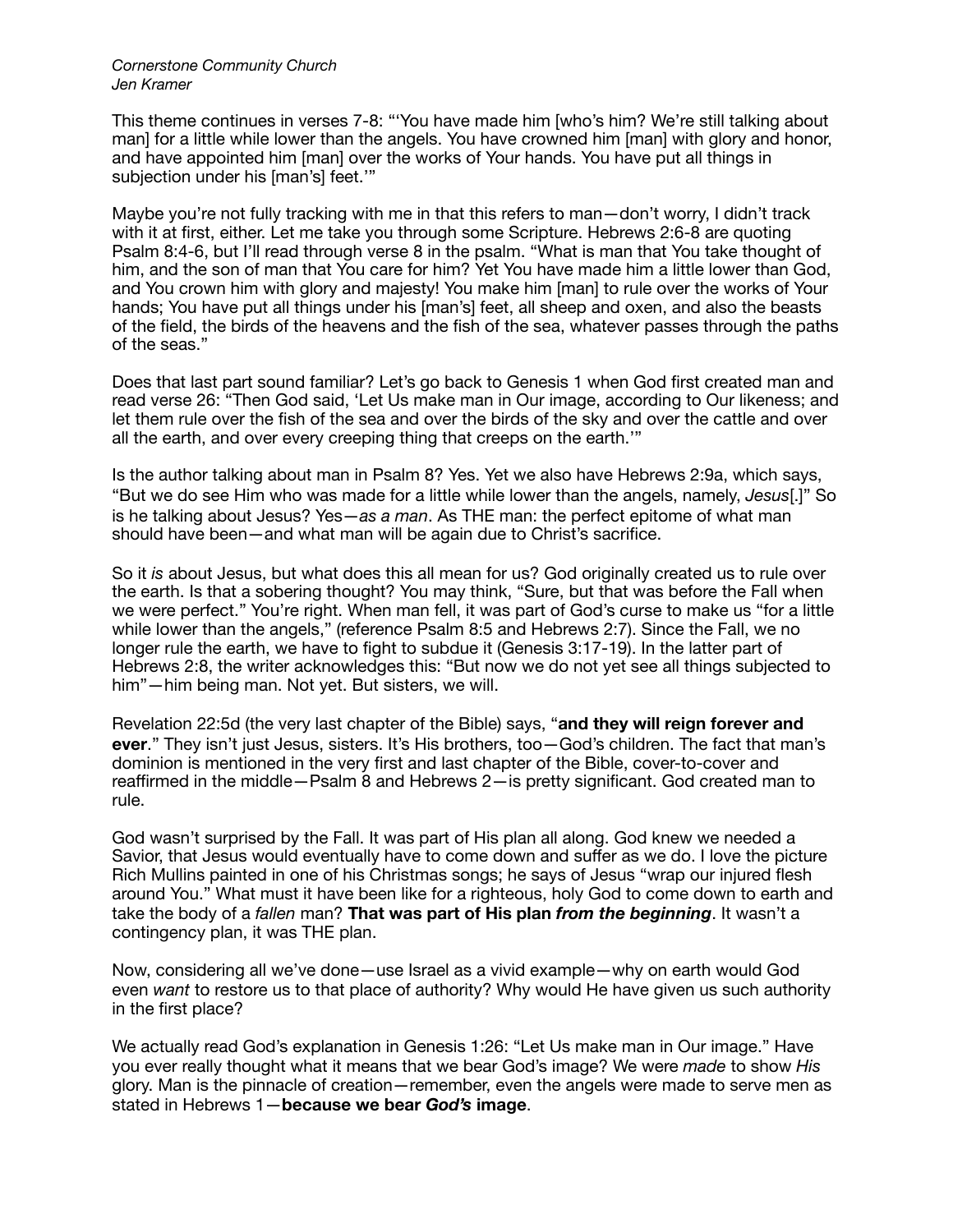This theme continues in verses 7-8: "'You have made him [who's him? We're still talking about man] for a little while lower than the angels. You have crowned him [man] with glory and honor, and have appointed him [man] over the works of Your hands. You have put all things in subjection under his [man's] feet.'"

Maybe you're not fully tracking with me in that this refers to man—don't worry, I didn't track with it at first, either. Let me take you through some Scripture. Hebrews 2:6-8 are quoting Psalm 8:4-6, but I'll read through verse 8 in the psalm. "What is man that You take thought of him, and the son of man that You care for him? Yet You have made him a little lower than God, and You crown him with glory and majesty! You make him [man] to rule over the works of Your hands; You have put all things under his [man's] feet, all sheep and oxen, and also the beasts of the field, the birds of the heavens and the fish of the sea, whatever passes through the paths of the seas."

Does that last part sound familiar? Let's go back to Genesis 1 when God first created man and read verse 26: "Then God said, 'Let Us make man in Our image, according to Our likeness; and let them rule over the fish of the sea and over the birds of the sky and over the cattle and over all the earth, and over every creeping thing that creeps on the earth.'"

Is the author talking about man in Psalm 8? Yes. Yet we also have Hebrews 2:9a, which says, "But we do see Him who was made for a little while lower than the angels, namely, *Jesus*[.]" So is he talking about Jesus? Yes—*as a man*. As THE man: the perfect epitome of what man should have been—and what man will be again due to Christ's sacrifice.

So it *is* about Jesus, but what does this all mean for us? God originally created us to rule over the earth. Is that a sobering thought? You may think, "Sure, but that was before the Fall when we were perfect." You're right. When man fell, it was part of God's curse to make us "for a little while lower than the angels," (reference Psalm 8:5 and Hebrews 2:7). Since the Fall, we no longer rule the earth, we have to fight to subdue it (Genesis 3:17-19). In the latter part of Hebrews 2:8, the writer acknowledges this: "But now we do not yet see all things subjected to him"—him being man. Not yet. But sisters, we will.

Revelation 22:5d (the very last chapter of the Bible) says, "**and they will reign forever and ever**." They isn't just Jesus, sisters. It's His brothers, too—God's children. The fact that man's dominion is mentioned in the very first and last chapter of the Bible, cover-to-cover and reaffirmed in the middle—Psalm 8 and Hebrews 2—is pretty significant. God created man to rule.

God wasn't surprised by the Fall. It was part of His plan all along. God knew we needed a Savior, that Jesus would eventually have to come down and suffer as we do. I love the picture Rich Mullins painted in one of his Christmas songs; he says of Jesus "wrap our injured flesh around You." What must it have been like for a righteous, holy God to come down to earth and take the body of a *fallen* man? **That was part of His plan *from the beginning***. It wasn't a contingency plan, it was THE plan.

Now, considering all we've done—use Israel as a vivid example—why on earth would God even *want* to restore us to that place of authority? Why would He have given us such authority in the first place?

We actually read God's explanation in Genesis 1:26: "Let Us make man in Our image." Have you ever really thought what it means that we bear God's image? We were *made* to show *His* glory. Man is the pinnacle of creation—remember, even the angels were made to serve men as stated in Hebrews 1—**because we bear *God's* image**.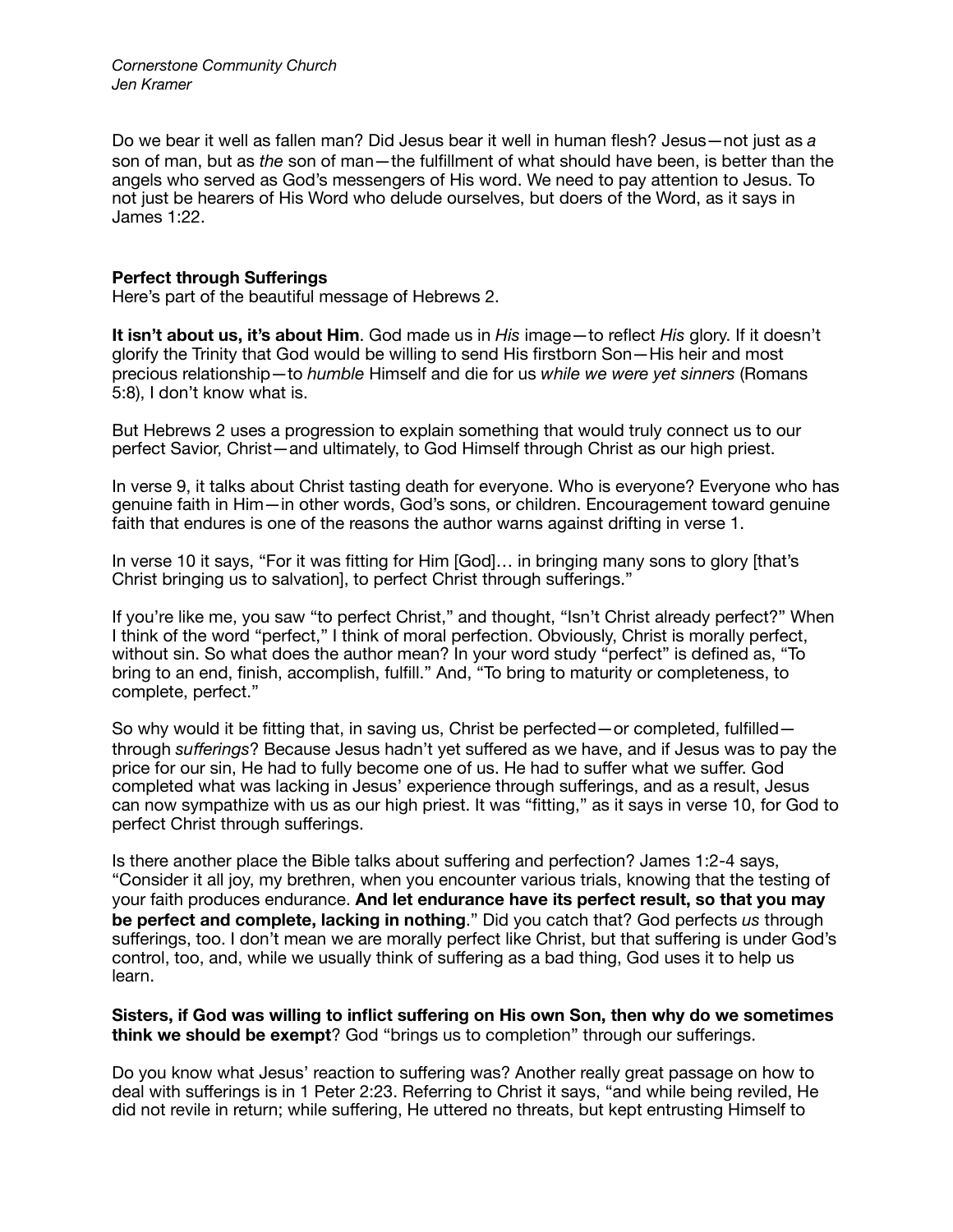Do we bear it well as fallen man? Did Jesus bear it well in human flesh? Jesus—not just as *a* son of man, but as *the* son of man—the fulfillment of what should have been, is better than the angels who served as God's messengers of His word. We need to pay attention to Jesus. To not just be hearers of His Word who delude ourselves, but doers of the Word, as it says in James 1:22.

**Perfect through Sufferings**

Here's part of the beautiful message of Hebrews 2.

**It isn't about us, it's about Him**. God made us in *His* image—to reflect *His* glory. If it doesn't glorify the Trinity that God would be willing to send His firstborn Son—His heir and most precious relationship—to *humble* Himself and die for us *while we were yet sinners* (Romans 5:8), I don't know what is.

But Hebrews 2 uses a progression to explain something that would truly connect us to our perfect Savior, Christ—and ultimately, to God Himself through Christ as our high priest.

In verse 9, it talks about Christ tasting death for everyone. Who is everyone? Everyone who has genuine faith in Him—in other words, God's sons, or children. Encouragement toward genuine faith that endures is one of the reasons the author warns against drifting in verse 1.

In verse 10 it says, "For it was fitting for Him [God]… in bringing many sons to glory [that's Christ bringing us to salvation], to perfect Christ through sufferings."

If you're like me, you saw "to perfect Christ," and thought, "Isn't Christ already perfect?" When I think of the word "perfect," I think of moral perfection. Obviously, Christ is morally perfect, without sin. So what does the author mean? In your word study "perfect" is defined as, "To bring to an end, finish, accomplish, fulfill." And, "To bring to maturity or completeness, to complete, perfect."

So why would it be fitting that, in saving us, Christ be perfected—or completed, fulfilled—through *sufferings*? Because Jesus hadn't yet suffered as we have, and if Jesus was to pay the price for our sin, He had to fully become one of us. He had to suffer what we suffer. God completed what was lacking in Jesus' experience through sufferings, and as a result, Jesus can now sympathize with us as our high priest. It was "fitting," as it says in verse 10, for God to perfect Christ through sufferings.

Is there another place the Bible talks about suffering and perfection? James 1:2-4 says, "Consider it all joy, my brethren, when you encounter various trials, knowing that the testing of your faith produces endurance. **And let endurance have its perfect result, so that you may be perfect and complete, lacking in nothing**." Did you catch that? God perfects *us* through sufferings, too. I don't mean we are morally perfect like Christ, but that suffering is under God's control, too, and, while we usually think of suffering as a bad thing, God uses it to help us learn.

**Sisters, if God was willing to inflict suffering on His own Son, then why do we sometimes think we should be exempt**? God "brings us to completion" through our sufferings.

Do you know what Jesus' reaction to suffering was? Another really great passage on how to deal with sufferings is in 1 Peter 2:23. Referring to Christ it says, "and while being reviled, He did not revile in return; while suffering, He uttered no threats, but kept entrusting Himself to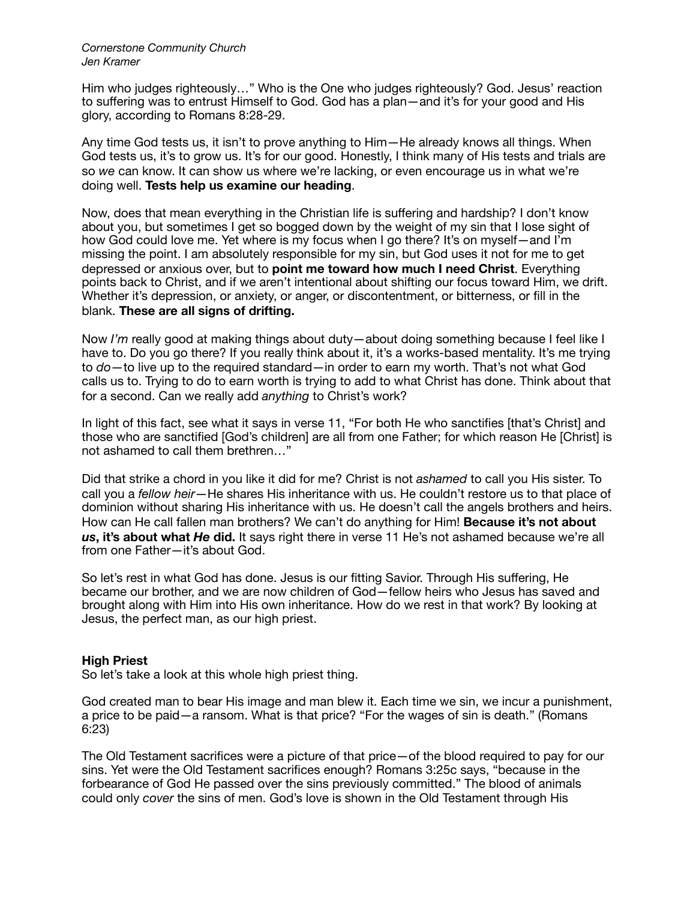Him who judges righteously…" Who is the One who judges righteously? God. Jesus' reaction to suffering was to entrust Himself to God. God has a plan—and it's for your good and His glory, according to Romans 8:28-29.

Any time God tests us, it isn't to prove anything to Him—He already knows all things. When God tests us, it's to grow us. It's for our good. Honestly, I think many of His tests and trials are so *we* can know. It can show us where we're lacking, or even encourage us in what we're doing well. **Tests help us examine our heading**.

Now, does that mean everything in the Christian life is suffering and hardship? I don't know about you, but sometimes I get so bogged down by the weight of my sin that I lose sight of how God could love me. Yet where is my focus when I go there? It's on myself—and I'm missing the point. I am absolutely responsible for my sin, but God uses it not for me to get depressed or anxious over, but to **point me toward how much I need Christ**. Everything points back to Christ, and if we aren't intentional about shifting our focus toward Him, we drift. Whether it's depression, or anxiety, or anger, or discontentment, or bitterness, or fill in the blank. **These are all signs of drifting.**

Now *I'm* really good at making things about duty—about doing something because I feel like I have to. Do you go there? If you really think about it, it's a works-based mentality. It's me trying to *do*—to live up to the required standard—in order to earn my worth. That's not what God calls us to. Trying to do to earn worth is trying to add to what Christ has done. Think about that for a second. Can we really add *anything* to Christ's work?

In light of this fact, see what it says in verse 11, "For both He who sanctifies [that's Christ] and those who are sanctified [God's children] are all from one Father; for which reason He [Christ] is not ashamed to call them brethren…"

Did that strike a chord in you like it did for me? Christ is not *ashamed* to call you His sister. To call you a *fellow heir*—He shares His inheritance with us. He couldn't restore us to that place of dominion without sharing His inheritance with us. He doesn't call the angels brothers and heirs. How can He call fallen man brothers? We can't do anything for Him! **Because it's not about *us*, it's about what *He* did.** It says right there in verse 11 He's not ashamed because we're all from one Father—it's about God.

So let's rest in what God has done. Jesus is our fitting Savior. Through His suffering, He became our brother, and we are now children of God—fellow heirs who Jesus has saved and brought along with Him into His own inheritance. How do we rest in that work? By looking at Jesus, the perfect man, as our high priest.

**High Priest**

So let's take a look at this whole high priest thing.

God created man to bear His image and man blew it. Each time we sin, we incur a punishment, a price to be paid—a ransom. What is that price? "For the wages of sin is death." (Romans 6:23)

The Old Testament sacrifices were a picture of that price—of the blood required to pay for our sins. Yet were the Old Testament sacrifices enough? Romans 3:25c says, "because in the forbearance of God He passed over the sins previously committed." The blood of animals could only *cover* the sins of men. God's love is shown in the Old Testament through His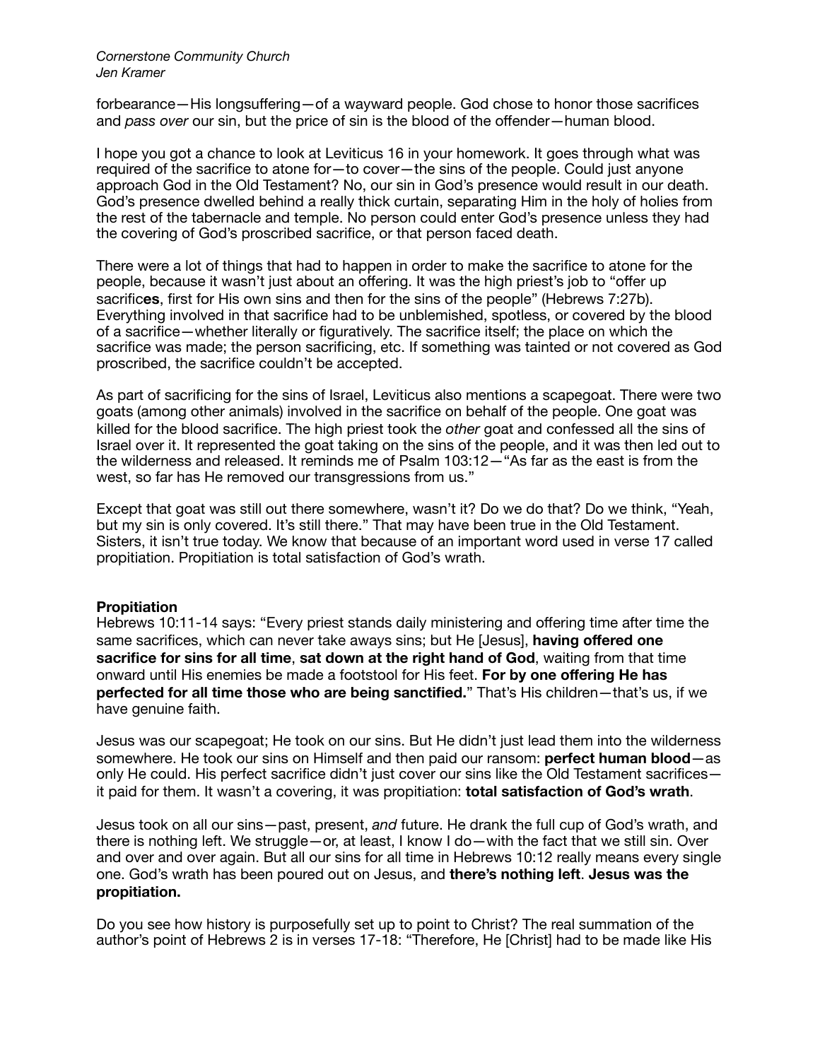forbearance—His longsuffering—of a wayward people. God chose to honor those sacrifices and *pass over* our sin, but the price of sin is the blood of the offender—human blood.

I hope you got a chance to look at Leviticus 16 in your homework. It goes through what was required of the sacrifice to atone for—to cover—the sins of the people. Could just anyone approach God in the Old Testament? No, our sin in God's presence would result in our death. God's presence dwelled behind a really thick curtain, separating Him in the holy of holies from the rest of the tabernacle and temple. No person could enter God's presence unless they had the covering of God's proscribed sacrifice, or that person faced death.

There were a lot of things that had to happen in order to make the sacrifice to atone for the people, because it wasn't just about an offering. It was the high priest's job to "offer up sacrific**es**, first for His own sins and then for the sins of the people" (Hebrews 7:27b). Everything involved in that sacrifice had to be unblemished, spotless, or covered by the blood of a sacrifice—whether literally or figuratively. The sacrifice itself; the place on which the sacrifice was made; the person sacrificing, etc. If something was tainted or not covered as God proscribed, the sacrifice couldn't be accepted.

As part of sacrificing for the sins of Israel, Leviticus also mentions a scapegoat. There were two goats (among other animals) involved in the sacrifice on behalf of the people. One goat was killed for the blood sacrifice. The high priest took the *other* goat and confessed all the sins of Israel over it. It represented the goat taking on the sins of the people, and it was then led out to the wilderness and released. It reminds me of Psalm 103:12—"As far as the east is from the west, so far has He removed our transgressions from us."

Except that goat was still out there somewhere, wasn't it? Do we do that? Do we think, "Yeah, but my sin is only covered. It's still there." That may have been true in the Old Testament. Sisters, it isn't true today. We know that because of an important word used in verse 17 called propitiation. Propitiation is total satisfaction of God's wrath.

**Propitiation**

Hebrews 10:11-14 says: "Every priest stands daily ministering and offering time after time the same sacrifices, which can never take aways sins; but He [Jesus], **having offered one sacrifice for sins for all time**, **sat down at the right hand of God**, waiting from that time onward until His enemies be made a footstool for His feet. **For by one offering He has perfected for all time those who are being sanctified.**" That's His children—that's us, if we have genuine faith.

Jesus was our scapegoat; He took on our sins. But He didn't just lead them into the wilderness somewhere. He took our sins on Himself and then paid our ransom: **perfect human blood**—as only He could. His perfect sacrifice didn't just cover our sins like the Old Testament sacrifices—it paid for them. It wasn't a covering, it was propitiation: **total satisfaction of God's wrath**.

Jesus took on all our sins—past, present, *and* future. He drank the full cup of God's wrath, and there is nothing left. We struggle—or, at least, I know I do—with the fact that we still sin. Over and over and over again. But all our sins for all time in Hebrews 10:12 really means every single one. God's wrath has been poured out on Jesus, and **there's nothing left**. **Jesus was the propitiation.**

Do you see how history is purposefully set up to point to Christ? The real summation of the author's point of Hebrews 2 is in verses 17-18: "Therefore, He [Christ] had to be made like His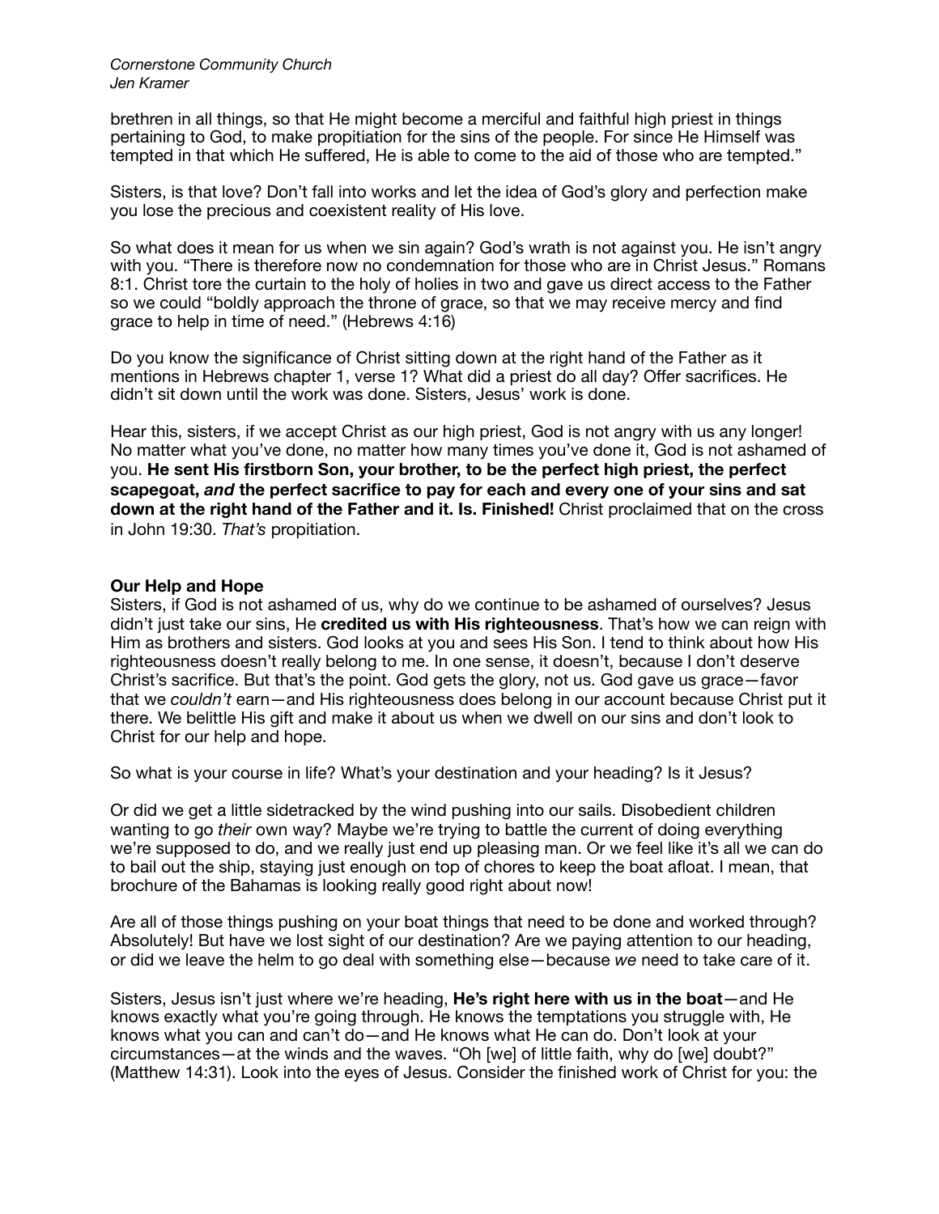brethren in all things, so that He might become a merciful and faithful high priest in things pertaining to God, to make propitiation for the sins of the people. For since He Himself was tempted in that which He suffered, He is able to come to the aid of those who are tempted."

Sisters, is that love? Don't fall into works and let the idea of God's glory and perfection make you lose the precious and coexistent reality of His love.

So what does it mean for us when we sin again? God's wrath is not against you. He isn't angry with you. "There is therefore now no condemnation for those who are in Christ Jesus." Romans 8:1. Christ tore the curtain to the holy of holies in two and gave us direct access to the Father so we could "boldly approach the throne of grace, so that we may receive mercy and find grace to help in time of need." (Hebrews 4:16)

Do you know the significance of Christ sitting down at the right hand of the Father as it mentions in Hebrews chapter 1, verse 1? What did a priest do all day? Offer sacrifices. He didn't sit down until the work was done. Sisters, Jesus' work is done.

Hear this, sisters, if we accept Christ as our high priest, God is not angry with us any longer! No matter what you've done, no matter how many times you've done it, God is not ashamed of you. **He sent His firstborn Son, your brother, to be the perfect high priest, the perfect scapegoat, *and* the perfect sacrifice to pay for each and every one of your sins and sat down at the right hand of the Father and it. Is. Finished!** Christ proclaimed that on the cross in John 19:30. *That's* propitiation.

**Our Help and Hope**

Sisters, if God is not ashamed of us, why do we continue to be ashamed of ourselves? Jesus didn't just take our sins, He **credited us with His righteousness**. That's how we can reign with Him as brothers and sisters. God looks at you and sees His Son. I tend to think about how His righteousness doesn't really belong to me. In one sense, it doesn't, because I don't deserve Christ's sacrifice. But that's the point. God gets the glory, not us. God gave us grace—favor that we *couldn't* earn—and His righteousness does belong in our account because Christ put it there. We belittle His gift and make it about us when we dwell on our sins and don't look to Christ for our help and hope.

So what is your course in life? What's your destination and your heading? Is it Jesus?

Or did we get a little sidetracked by the wind pushing into our sails. Disobedient children wanting to go *their* own way? Maybe we're trying to battle the current of doing everything we're supposed to do, and we really just end up pleasing man. Or we feel like it's all we can do to bail out the ship, staying just enough on top of chores to keep the boat afloat. I mean, that brochure of the Bahamas is looking really good right about now!

Are all of those things pushing on your boat things that need to be done and worked through? Absolutely! But have we lost sight of our destination? Are we paying attention to our heading, or did we leave the helm to go deal with something else—because *we* need to take care of it.

Sisters, Jesus isn't just where we're heading, **He's right here with us in the boat**—and He knows exactly what you're going through. He knows the temptations you struggle with, He knows what you can and can't do—and He knows what He can do. Don't look at your circumstances—at the winds and the waves. "Oh [we] of little faith, why do [we] doubt?" (Matthew 14:31). Look into the eyes of Jesus. Consider the finished work of Christ for you: the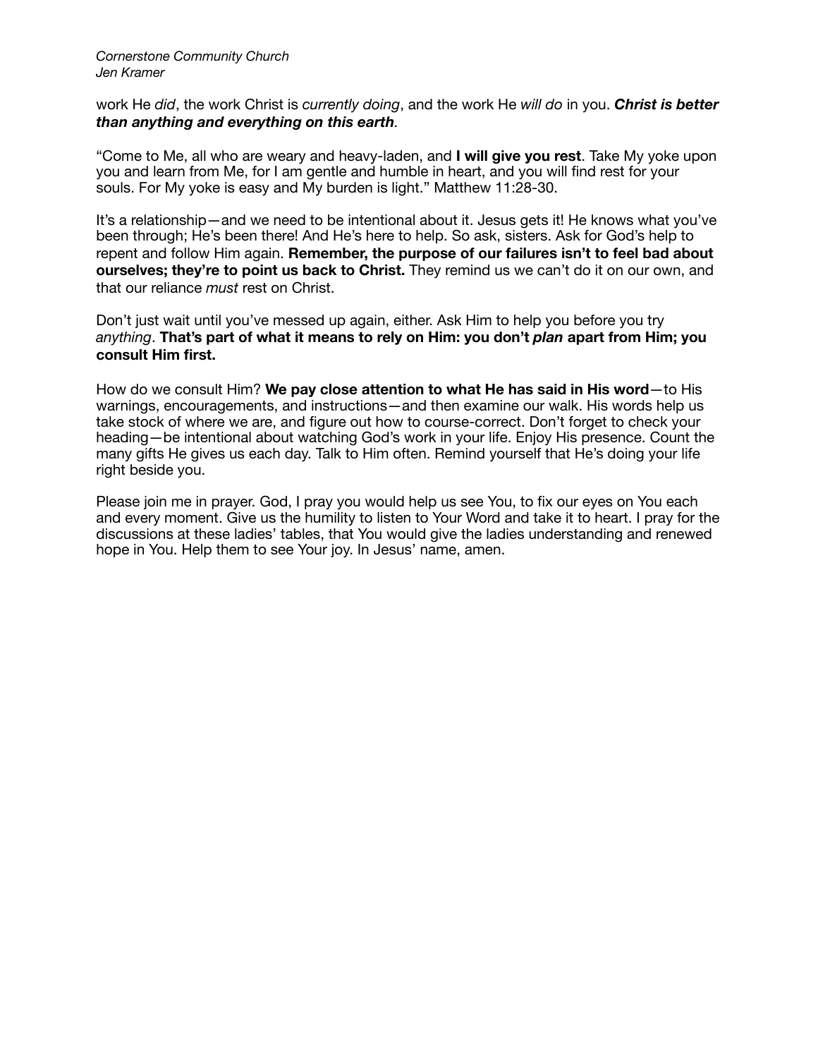work He *did*, the work Christ is *currently doing*, and the work He *will do* in you. ***Christ is better than anything and everything on this earth*.**

"Come to Me, all who are weary and heavy-laden, and **I will give you rest**. Take My yoke upon you and learn from Me, for I am gentle and humble in heart, and you will find rest for your souls. For My yoke is easy and My burden is light." Matthew 11:28-30.

It's a relationship—and we need to be intentional about it. Jesus gets it! He knows what you've been through; He's been there! And He's here to help. So ask, sisters. Ask for God's help to repent and follow Him again. **Remember, the purpose of our failures isn't to feel bad about ourselves; they're to point us back to Christ.** They remind us we can't do it on our own, and that our reliance *must* rest on Christ.

Don't just wait until you've messed up again, either. Ask Him to help you before you try *anything*. **That's part of what it means to rely on Him: you don't *plan* apart from Him; you consult Him first.**

How do we consult Him? **We pay close attention to what He has said in His word**—to His warnings, encouragements, and instructions—and then examine our walk. His words help us take stock of where we are, and figure out how to course-correct. Don't forget to check your heading—be intentional about watching God's work in your life. Enjoy His presence. Count the many gifts He gives us each day. Talk to Him often. Remind yourself that He's doing your life right beside you.

Please join me in prayer. God, I pray you would help us see You, to fix our eyes on You each and every moment. Give us the humility to listen to Your Word and take it to heart. I pray for the discussions at these ladies' tables, that You would give the ladies understanding and renewed hope in You. Help them to see Your joy. In Jesus' name, amen.